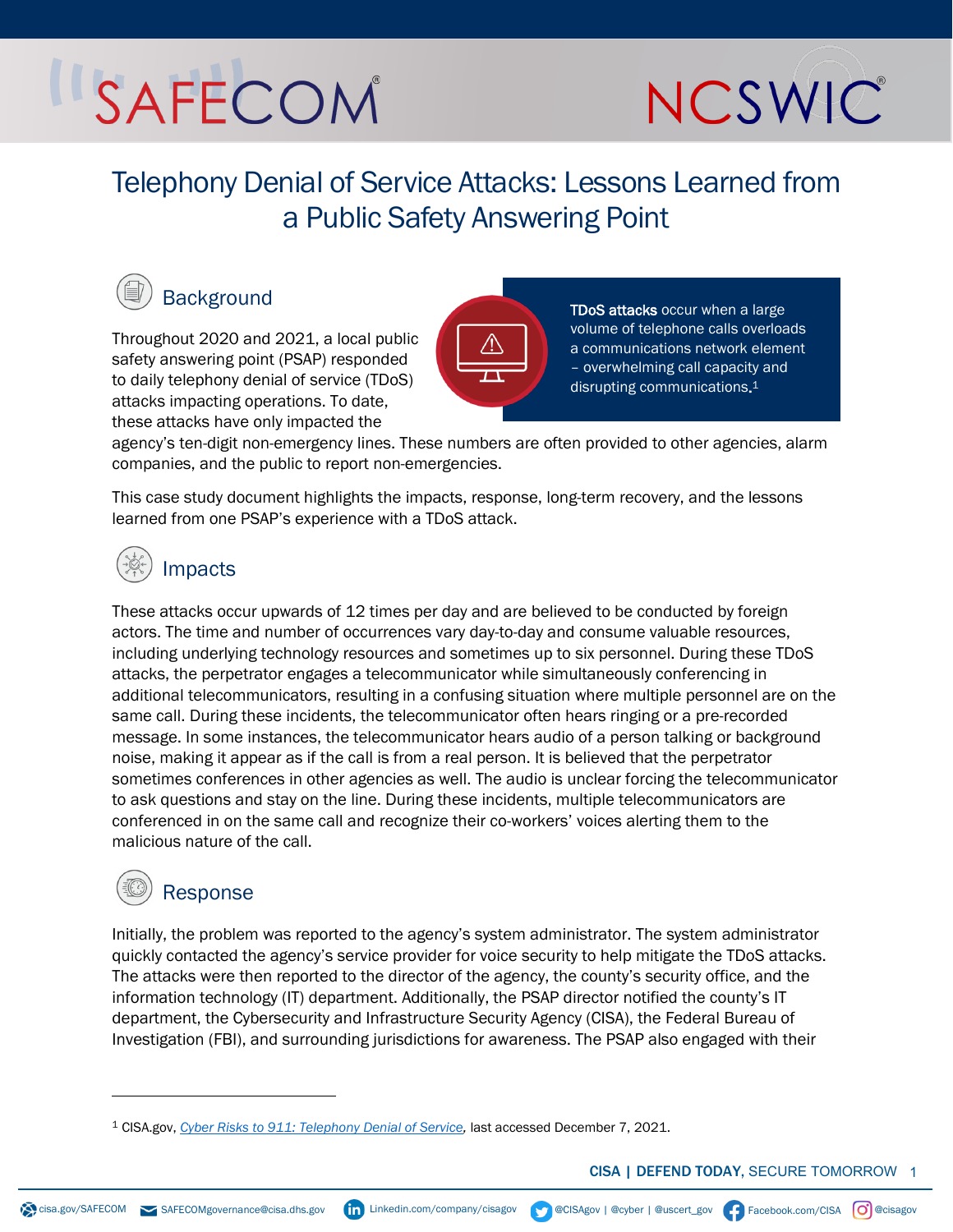SAFECOM NCSWIC

# Telephony Denial of Service Attacks: Lessons Learned from a Public Safety Answering Point

## Background

Throughout 2020 and 2021, a local public safety answering point (PSAP) responded to daily telephony denial of service (TDoS) attacks impacting operations. To date, these attacks have only impacted the agency's ten-digit non-emergency lines. These numbers are often provided to other agencies, alarm companies, and the public to report non-emergencies.

> **TDoS attacks** occur when a large volume of telephone calls overloads a communications network element – overwhelming call capacity and disrupting communications.[1]

This case study document highlights the impacts, response, long-term recovery, and the lessons learned from one PSAP's experience with a TDoS attack.

## Impacts

These attacks occur upwards of 12 times per day and are believed to be conducted by foreign actors. The time and number of occurrences vary day-to-day and consume valuable resources, including underlying technology resources and sometimes up to six personnel. During these TDoS attacks, the perpetrator engages a telecommunicator while simultaneously conferencing in additional telecommunicators, resulting in a confusing situation where multiple personnel are on the same call. During these incidents, the telecommunicator often hears ringing or a pre-recorded message. In some instances, the telecommunicator hears audio of a person talking or background noise, making it appear as if the call is from a real person. It is believed that the perpetrator sometimes conferences in other agencies as well. The audio is unclear forcing the telecommunicator to ask questions and stay on the line. During these incidents, multiple telecommunicators are conferenced in on the same call and recognize their co-workers' voices alerting them to the malicious nature of the call.

## Response

Initially, the problem was reported to the agency's system administrator. The system administrator quickly contacted the agency's service provider for voice security to help mitigate the TDoS attacks. The attacks were then reported to the director of the agency, the county's security office, and the information technology (IT) department. Additionally, the PSAP director notified the county's IT department, the Cybersecurity and Infrastructure Security Agency (CISA), the Federal Bureau of Investigation (FBI), and surrounding jurisdictions for awareness. The PSAP also engaged with their

---

[1] CISA.gov, *Cyber Risks to 911: Telephony Denial of Service*, last accessed December 7, 2021.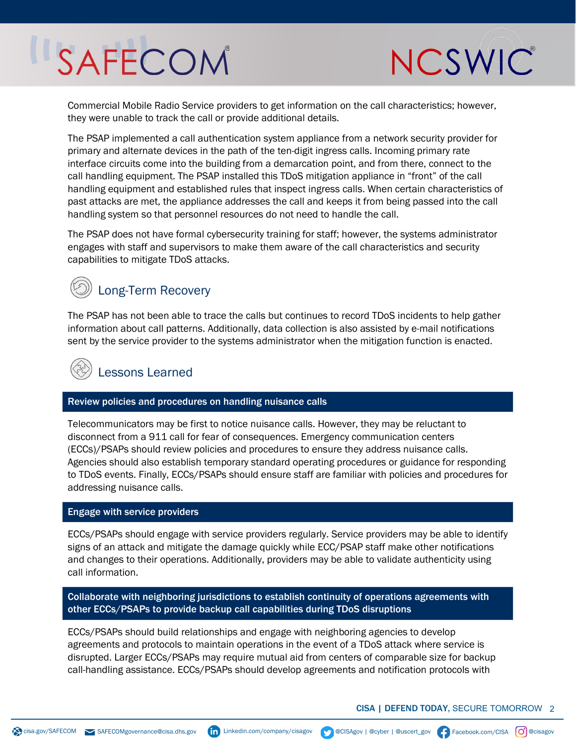Commercial Mobile Radio Service providers to get information on the call characteristics; however, they were unable to track the call or provide additional details.

The PSAP implemented a call authentication system appliance from a network security provider for primary and alternate devices in the path of the ten-digit ingress calls. Incoming primary rate interface circuits come into the building from a demarcation point, and from there, connect to the call handling equipment. The PSAP installed this TDoS mitigation appliance in "front" of the call handling equipment and established rules that inspect ingress calls. When certain characteristics of past attacks are met, the appliance addresses the call and keeps it from being passed into the call handling system so that personnel resources do not need to handle the call.

The PSAP does not have formal cybersecurity training for staff; however, the systems administrator engages with staff and supervisors to make them aware of the call characteristics and security capabilities to mitigate TDoS attacks.

## Long-Term Recovery

The PSAP has not been able to trace the calls but continues to record TDoS incidents to help gather information about call patterns. Additionally, data collection is also assisted by e-mail notifications sent by the service provider to the systems administrator when the mitigation function is enacted.

## Lessons Learned

### Review policies and procedures on handling nuisance calls

Telecommunicators may be first to notice nuisance calls. However, they may be reluctant to disconnect from a 911 call for fear of consequences. Emergency communication centers (ECCs)/PSAPs should review policies and procedures to ensure they address nuisance calls. Agencies should also establish temporary standard operating procedures or guidance for responding to TDoS events. Finally, ECCs/PSAPs should ensure staff are familiar with policies and procedures for addressing nuisance calls.

### Engage with service providers

ECCs/PSAPs should engage with service providers regularly. Service providers may be able to identify signs of an attack and mitigate the damage quickly while ECC/PSAP staff make other notifications and changes to their operations. Additionally, providers may be able to validate authenticity using call information.

### Collaborate with neighboring jurisdictions to establish continuity of operations agreements with other ECCs/PSAPs to provide backup call capabilities during TDoS disruptions

ECCs/PSAPs should build relationships and engage with neighboring agencies to develop agreements and protocols to maintain operations in the event of a TDoS attack where service is disrupted. Larger ECCs/PSAPs may require mutual aid from centers of comparable size for backup call-handling assistance. ECCs/PSAPs should develop agreements and notification protocols with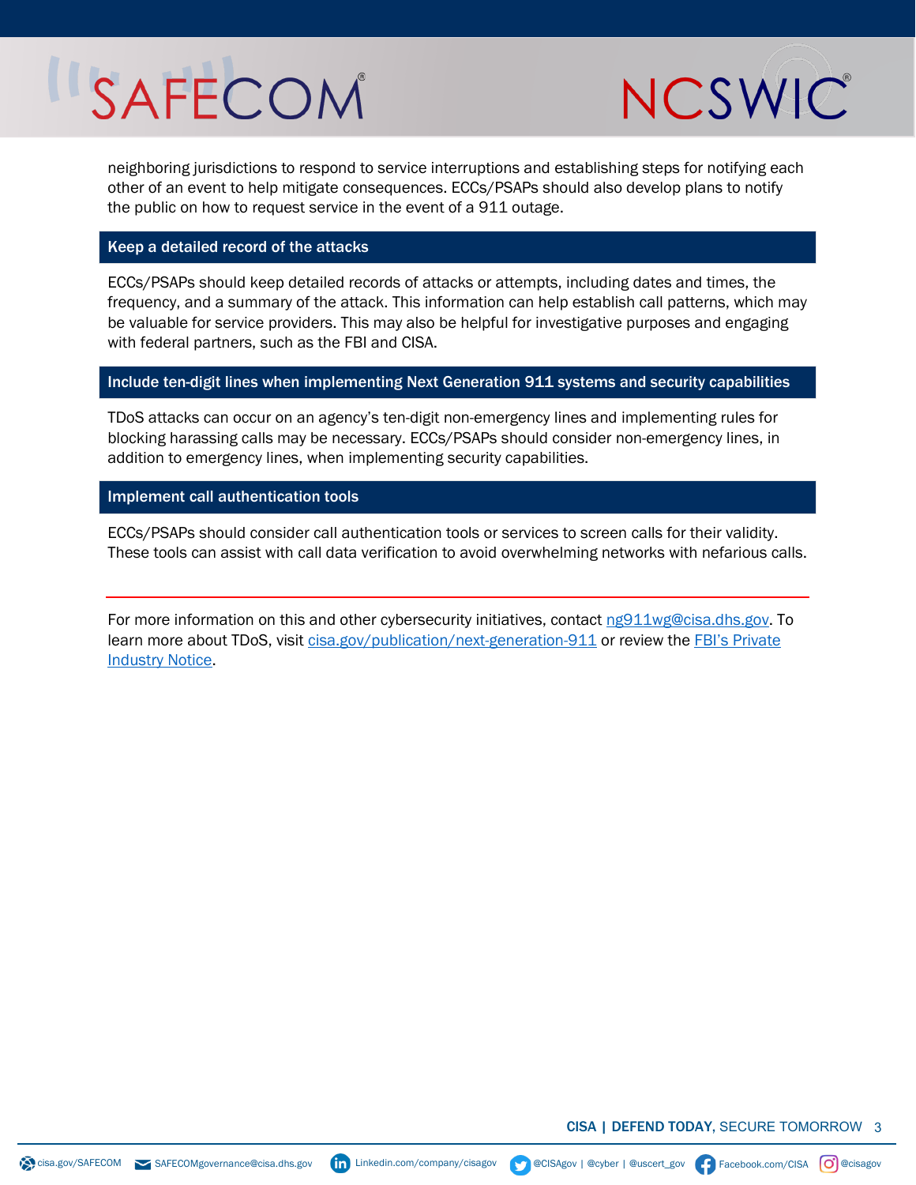neighboring jurisdictions to respond to service interruptions and establishing steps for notifying each other of an event to help mitigate consequences. ECCs/PSAPs should also develop plans to notify the public on how to request service in the event of a 911 outage.

## Keep a detailed record of the attacks

ECCs/PSAPs should keep detailed records of attacks or attempts, including dates and times, the frequency, and a summary of the attack. This information can help establish call patterns, which may be valuable for service providers. This may also be helpful for investigative purposes and engaging with federal partners, such as the FBI and CISA.

## Include ten-digit lines when implementing Next Generation 911 systems and security capabilities

TDoS attacks can occur on an agency's ten-digit non-emergency lines and implementing rules for blocking harassing calls may be necessary. ECCs/PSAPs should consider non-emergency lines, in addition to emergency lines, when implementing security capabilities.

## Implement call authentication tools

ECCs/PSAPs should consider call authentication tools or services to screen calls for their validity. These tools can assist with call data verification to avoid overwhelming networks with nefarious calls.

---

For more information on this and other cybersecurity initiatives, contact ng911wg@cisa.dhs.gov. To learn more about TDoS, visit cisa.gov/publication/next-generation-911 or review the FBI's Private Industry Notice.